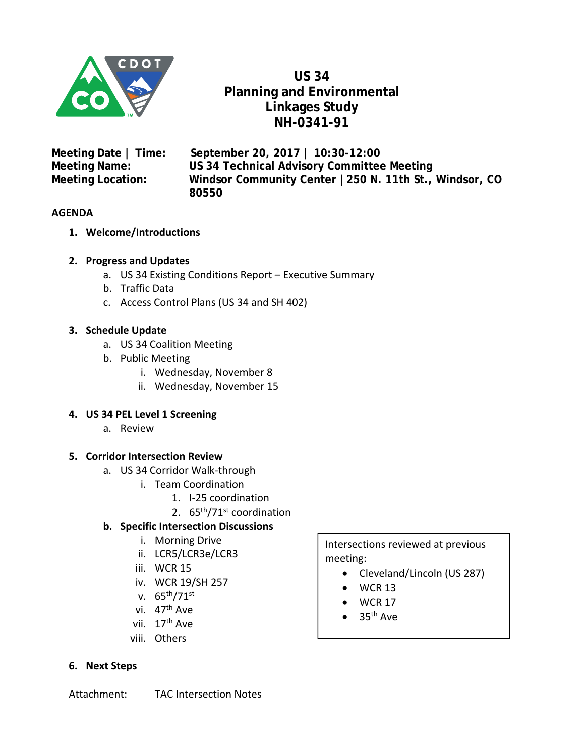# US 34
# Planning and Environmental Linkages Study
# NH-0341-91

**Meeting Date | Time:** **September 20, 2017 | 10:30-12:00**
**Meeting Name:** **US 34 Technical Advisory Committee Meeting**
**Meeting Location:** **Windsor Community Center | 250 N. 11th St., Windsor, CO 80550**

**AGENDA**

1. **Welcome/Introductions**

2. **Progress and Updates**
   a. US 34 Existing Conditions Report – Executive Summary
   b. Traffic Data
   c. Access Control Plans (US 34 and SH 402)

3. **Schedule Update**
   a. US 34 Coalition Meeting
   b. Public Meeting
      i. Wednesday, November 8
      ii. Wednesday, November 15

4. **US 34 PEL Level 1 Screening**
   a. Review

5. **Corridor Intersection Review**
   a. US 34 Corridor Walk-through
      i. Team Coordination
         1. I-25 coordination
         2. 65th/71st coordination
   **b. Specific Intersection Discussions**
      i. Morning Drive
      ii. LCR5/LCR3e/LCR3
      iii. WCR 15
      iv. WCR 19/SH 257
      v. 65th/71st
      vi. 47th Ave
      vii. 17th Ave
      viii. Others

Intersections reviewed at previous meeting:

- Cleveland/Lincoln (US 287)
- WCR 13
- WCR 17
- 35th Ave

6. **Next Steps**

Attachment: TAC Intersection Notes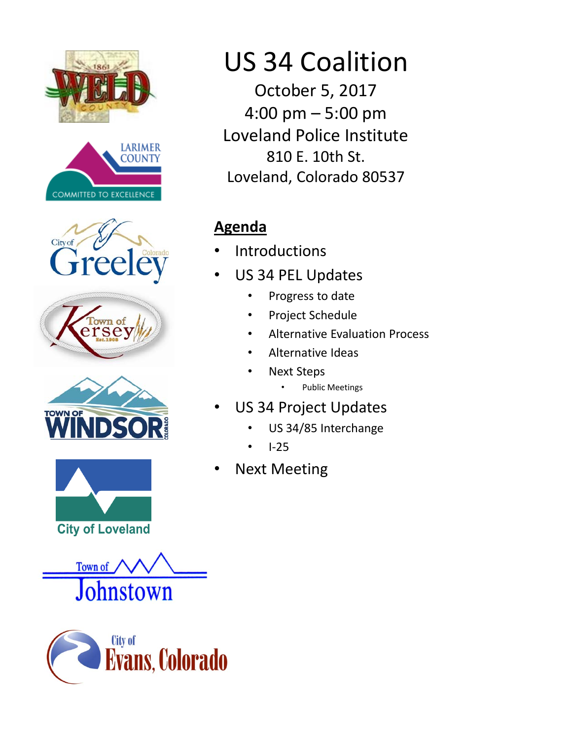# US 34 Coalition

October 5, 2017
4:00 pm – 5:00 pm
Loveland Police Institute
810 E. 10th St.
Loveland, Colorado 80537

## Agenda

- Introductions
- US 34 PEL Updates
  - Progress to date
  - Project Schedule
  - Alternative Evaluation Process
  - Alternative Ideas
  - Next Steps
    - Public Meetings
- US 34 Project Updates
  - US 34/85 Interchange
  - I-25
- Next Meeting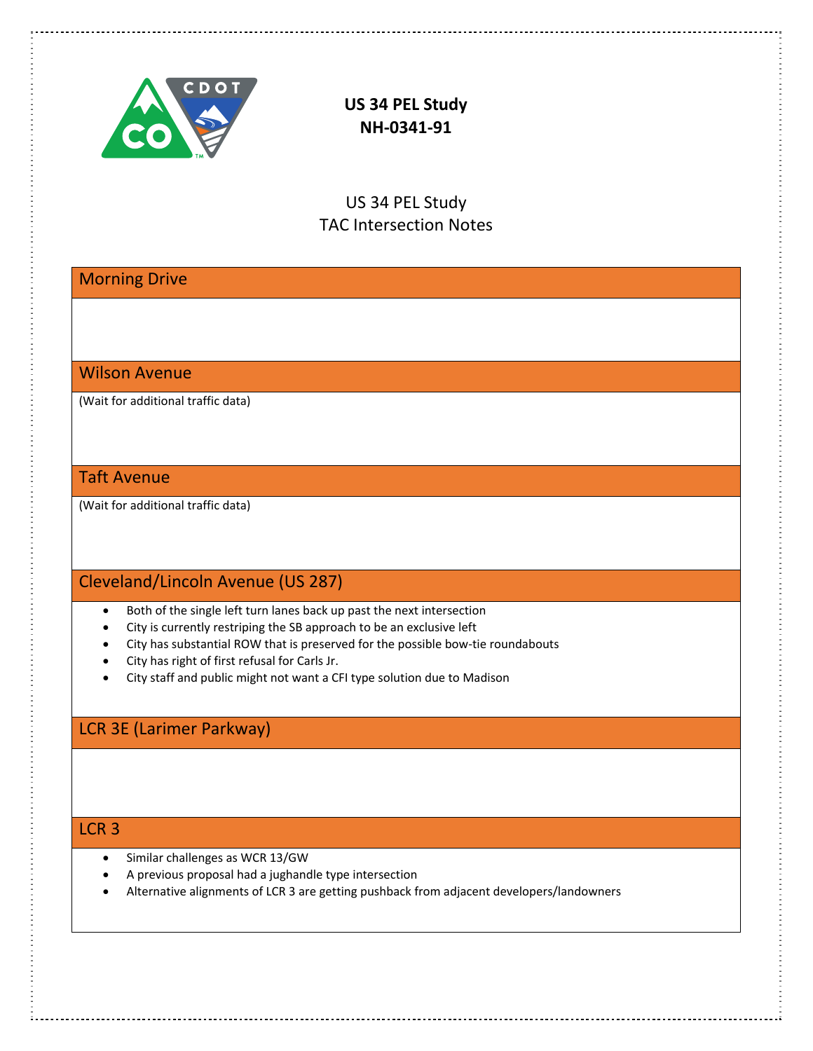**US 34 PEL Study**
**NH-0341-91**

# US 34 PEL Study
## TAC Intersection Notes

### Morning Drive

### Wilson Avenue

(Wait for additional traffic data)

### Taft Avenue

(Wait for additional traffic data)

### Cleveland/Lincoln Avenue (US 287)

- Both of the single left turn lanes back up past the next intersection
- City is currently restriping the SB approach to be an exclusive left
- City has substantial ROW that is preserved for the possible bow-tie roundabouts
- City has right of first refusal for Carls Jr.
- City staff and public might not want a CFI type solution due to Madison

### LCR 3E (Larimer Parkway)

### LCR 3

- Similar challenges as WCR 13/GW
- A previous proposal had a jughandle type intersection
- Alternative alignments of LCR 3 are getting pushback from adjacent developers/landowners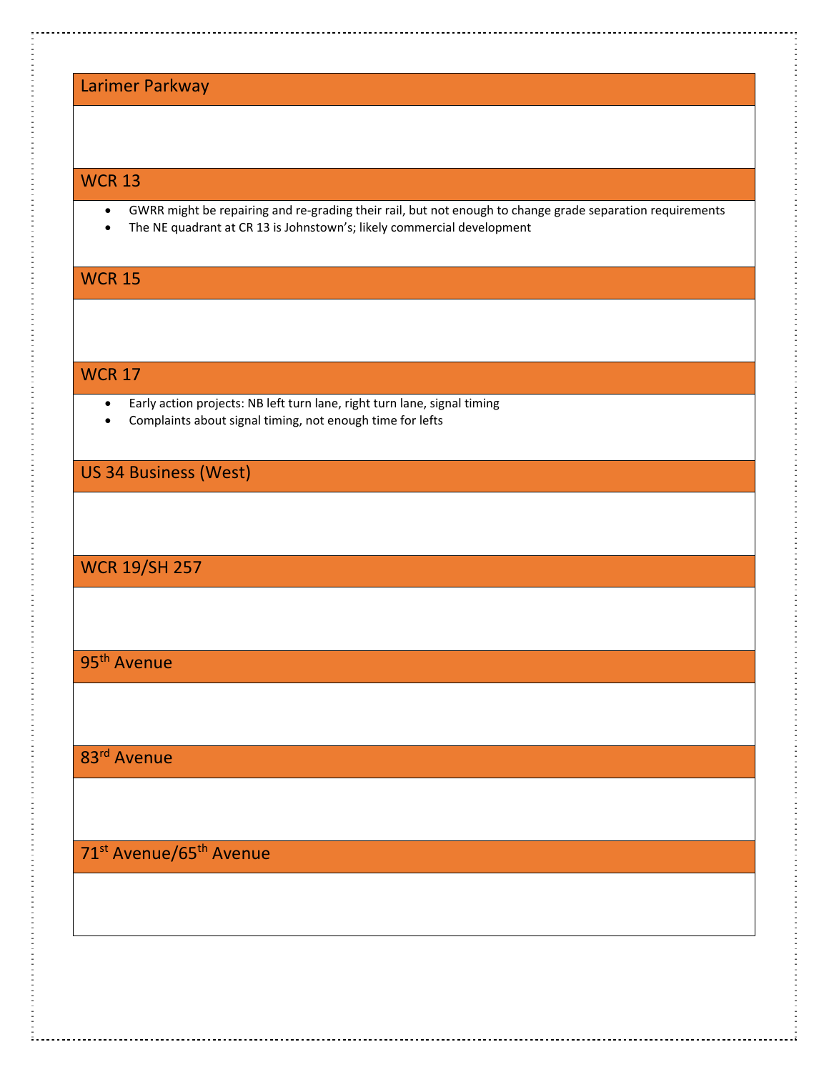## Larimer Parkway

## WCR 13

- GWRR might be repairing and re-grading their rail, but not enough to change grade separation requirements
- The NE quadrant at CR 13 is Johnstown's; likely commercial development

## WCR 15

## WCR 17

- Early action projects: NB left turn lane, right turn lane, signal timing
- Complaints about signal timing, not enough time for lefts

## US 34 Business (West)

## WCR 19/SH 257

## 95th Avenue

## 83rd Avenue

## 71st Avenue/65th Avenue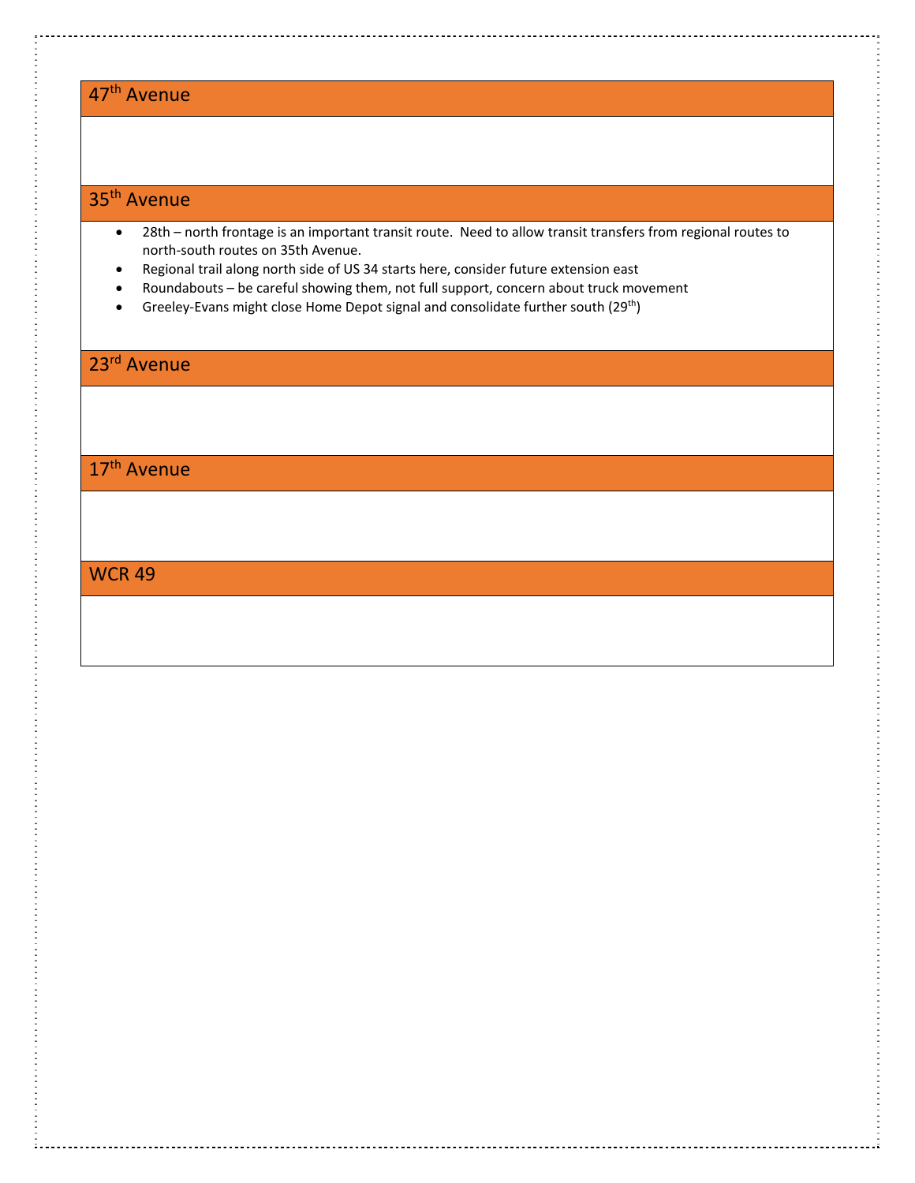## 47th Avenue

## 35th Avenue

- 28th – north frontage is an important transit route. Need to allow transit transfers from regional routes to north-south routes on 35th Avenue.
- Regional trail along north side of US 34 starts here, consider future extension east
- Roundabouts – be careful showing them, not full support, concern about truck movement
- Greeley-Evans might close Home Depot signal and consolidate further south (29th)

## 23rd Avenue

## 17th Avenue

## WCR 49